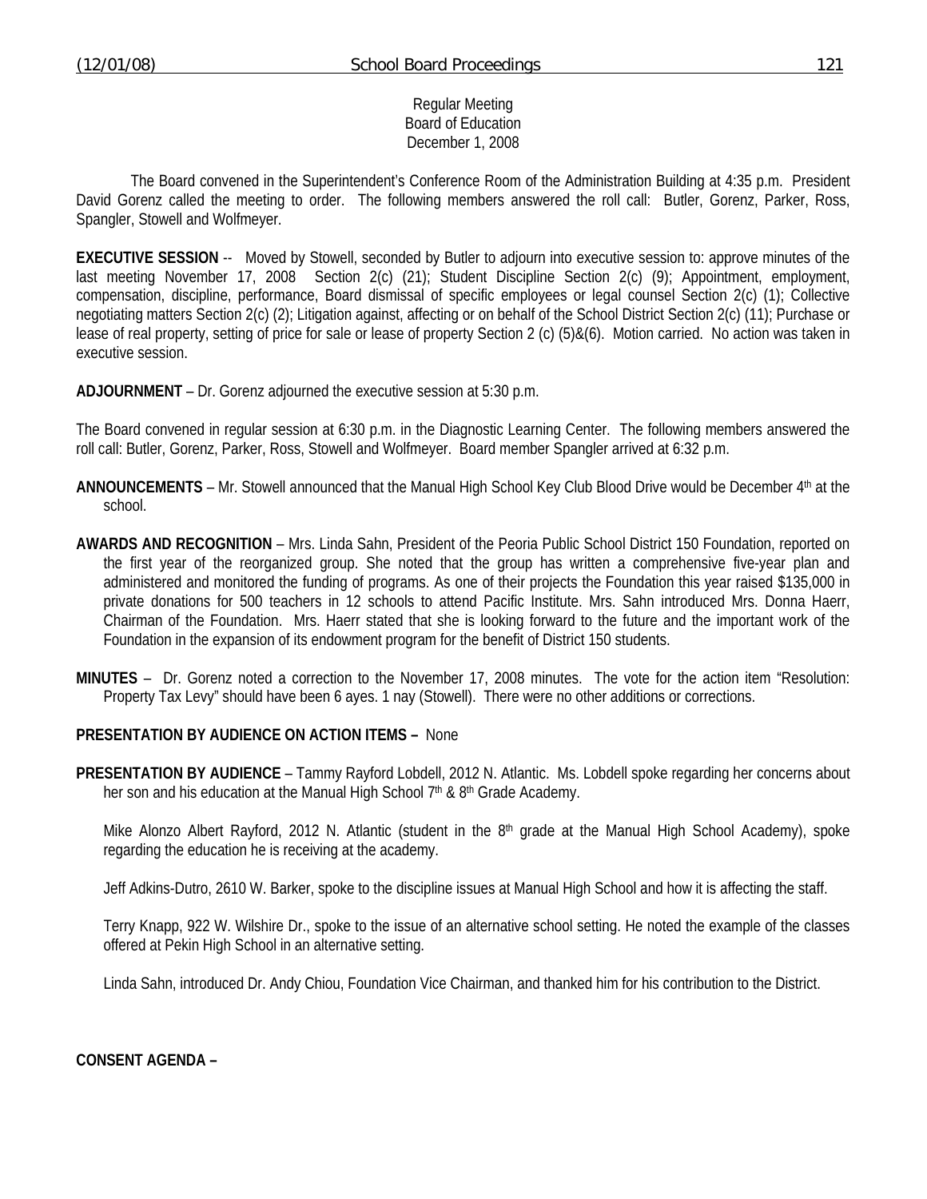Regular Meeting
Board of Education
December 1, 2008

The Board convened in the Superintendent's Conference Room of the Administration Building at 4:35 p.m. President David Gorenz called the meeting to order. The following members answered the roll call: Butler, Gorenz, Parker, Ross, Spangler, Stowell and Wolfmeyer.

**EXECUTIVE SESSION** -- Moved by Stowell, seconded by Butler to adjourn into executive session to: approve minutes of the last meeting November 17, 2008 Section 2(c) (21); Student Discipline Section 2(c) (9); Appointment, employment, compensation, discipline, performance, Board dismissal of specific employees or legal counsel Section 2(c) (1); Collective negotiating matters Section 2(c) (2); Litigation against, affecting or on behalf of the School District Section 2(c) (11); Purchase or lease of real property, setting of price for sale or lease of property Section 2 (c) (5)&(6). Motion carried. No action was taken in executive session.

**ADJOURNMENT** – Dr. Gorenz adjourned the executive session at 5:30 p.m.

The Board convened in regular session at 6:30 p.m. in the Diagnostic Learning Center. The following members answered the roll call: Butler, Gorenz, Parker, Ross, Stowell and Wolfmeyer. Board member Spangler arrived at 6:32 p.m.

**ANNOUNCEMENTS** – Mr. Stowell announced that the Manual High School Key Club Blood Drive would be December 4th at the school.

**AWARDS AND RECOGNITION** – Mrs. Linda Sahn, President of the Peoria Public School District 150 Foundation, reported on the first year of the reorganized group. She noted that the group has written a comprehensive five-year plan and administered and monitored the funding of programs. As one of their projects the Foundation this year raised $135,000 in private donations for 500 teachers in 12 schools to attend Pacific Institute. Mrs. Sahn introduced Mrs. Donna Haerr, Chairman of the Foundation. Mrs. Haerr stated that she is looking forward to the future and the important work of the Foundation in the expansion of its endowment program for the benefit of District 150 students.

**MINUTES** – Dr. Gorenz noted a correction to the November 17, 2008 minutes. The vote for the action item "Resolution: Property Tax Levy" should have been 6 ayes. 1 nay (Stowell). There were no other additions or corrections.

**PRESENTATION BY AUDIENCE ON ACTION ITEMS –** None

**PRESENTATION BY AUDIENCE** – Tammy Rayford Lobdell, 2012 N. Atlantic. Ms. Lobdell spoke regarding her concerns about her son and his education at the Manual High School 7th & 8th Grade Academy.

Mike Alonzo Albert Rayford, 2012 N. Atlantic (student in the 8th grade at the Manual High School Academy), spoke regarding the education he is receiving at the academy.

Jeff Adkins-Dutro, 2610 W. Barker, spoke to the discipline issues at Manual High School and how it is affecting the staff.

Terry Knapp, 922 W. Wilshire Dr., spoke to the issue of an alternative school setting. He noted the example of the classes offered at Pekin High School in an alternative setting.

Linda Sahn, introduced Dr. Andy Chiou, Foundation Vice Chairman, and thanked him for his contribution to the District.

**CONSENT AGENDA –**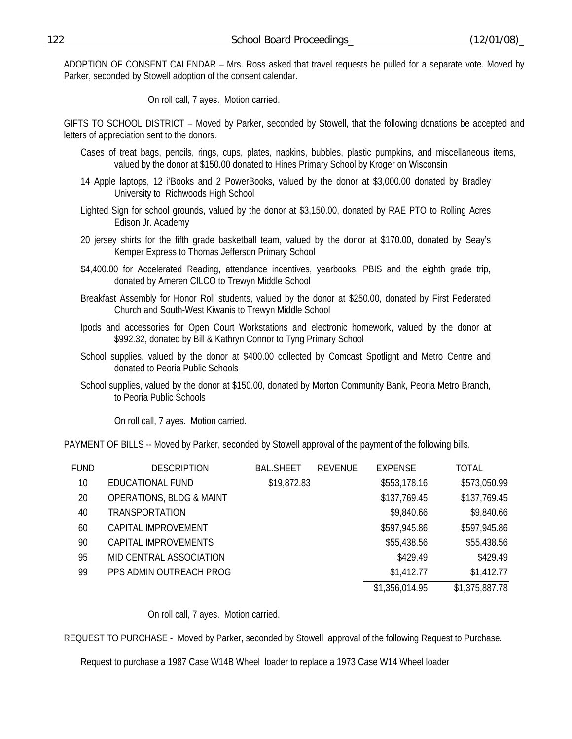ADOPTION OF CONSENT CALENDAR – Mrs. Ross asked that travel requests be pulled for a separate vote. Moved by Parker, seconded by Stowell adoption of the consent calendar.

On roll call, 7 ayes. Motion carried.

GIFTS TO SCHOOL DISTRICT – Moved by Parker, seconded by Stowell, that the following donations be accepted and letters of appreciation sent to the donors.

Cases of treat bags, pencils, rings, cups, plates, napkins, bubbles, plastic pumpkins, and miscellaneous items, valued by the donor at $150.00 donated to Hines Primary School by Kroger on Wisconsin

14 Apple laptops, 12 i'Books and 2 PowerBooks, valued by the donor at $3,000.00 donated by Bradley University to Richwoods High School

Lighted Sign for school grounds, valued by the donor at $3,150.00, donated by RAE PTO to Rolling Acres Edison Jr. Academy

20 jersey shirts for the fifth grade basketball team, valued by the donor at $170.00, donated by Seay's Kemper Express to Thomas Jefferson Primary School

$4,400.00 for Accelerated Reading, attendance incentives, yearbooks, PBIS and the eighth grade trip, donated by Ameren CILCO to Trewyn Middle School

Breakfast Assembly for Honor Roll students, valued by the donor at $250.00, donated by First Federated Church and South-West Kiwanis to Trewyn Middle School

Ipods and accessories for Open Court Workstations and electronic homework, valued by the donor at $992.32, donated by Bill & Kathryn Connor to Tyng Primary School

School supplies, valued by the donor at $400.00 collected by Comcast Spotlight and Metro Centre and donated to Peoria Public Schools

School supplies, valued by the donor at $150.00, donated by Morton Community Bank, Peoria Metro Branch, to Peoria Public Schools

On roll call, 7 ayes. Motion carried.

PAYMENT OF BILLS -- Moved by Parker, seconded by Stowell approval of the payment of the following bills.

| FUND | DESCRIPTION | BAL.SHEET | REVENUE | EXPENSE | TOTAL |
|---|---|---|---|---|---|
| 10 | EDUCATIONAL FUND | $19,872.83 | | $553,178.16 | $573,050.99 |
| 20 | OPERATIONS, BLDG & MAINT | | | $137,769.45 | $137,769.45 |
| 40 | TRANSPORTATION | | | $9,840.66 | $9,840.66 |
| 60 | CAPITAL IMPROVEMENT | | | $597,945.86 | $597,945.86 |
| 90 | CAPITAL IMPROVEMENTS | | | $55,438.56 | $55,438.56 |
| 95 | MID CENTRAL ASSOCIATION | | | $429.49 | $429.49 |
| 99 | PPS ADMIN OUTREACH PROG | | | $1,412.77 | $1,412.77 |
| | | | | $1,356,014.95 | $1,375,887.78 |

On roll call, 7 ayes. Motion carried.

REQUEST TO PURCHASE - Moved by Parker, seconded by Stowell approval of the following Request to Purchase.

Request to purchase a 1987 Case W14B Wheel loader to replace a 1973 Case W14 Wheel loader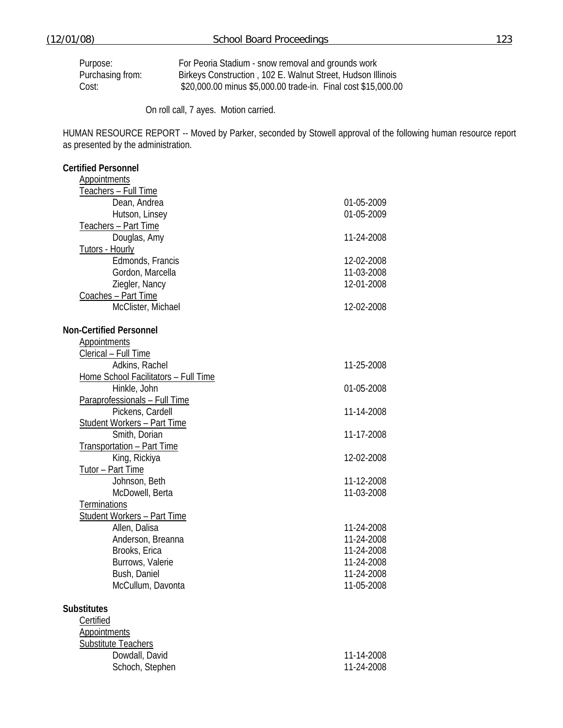| | |
|---|---|
| Purpose: | For Peoria Stadium - snow removal and grounds work |
| Purchasing from: | Birkeys Construction , 102 E. Walnut Street, Hudson Illinois |
| Cost: | $20,000.00 minus $5,000.00 trade-in. Final cost $15,000.00 |

On roll call, 7 ayes. Motion carried.

HUMAN RESOURCE REPORT -- Moved by Parker, seconded by Stowell approval of the following human resource report as presented by the administration.

**Certified Personnel**

Appointments

Teachers – Full Time

| | |
|---|---|
| Dean, Andrea | 01-05-2009 |
| Hutson, Linsey | 01-05-2009 |

Teachers – Part Time

| | |
|---|---|
| Douglas, Amy | 11-24-2008 |

Tutors - Hourly

| | |
|---|---|
| Edmonds, Francis | 12-02-2008 |
| Gordon, Marcella | 11-03-2008 |
| Ziegler, Nancy | 12-01-2008 |

Coaches – Part Time

| | |
|---|---|
| McClister, Michael | 12-02-2008 |

**Non-Certified Personnel**

Appointments

Clerical – Full Time

| | |
|---|---|
| Adkins, Rachel | 11-25-2008 |

Home School Facilitators – Full Time

| | |
|---|---|
| Hinkle, John | 01-05-2008 |

Paraprofessionals – Full Time

| | |
|---|---|
| Pickens, Cardell | 11-14-2008 |

Student Workers – Part Time

| | |
|---|---|
| Smith, Dorian | 11-17-2008 |

Transportation – Part Time

| | |
|---|---|
| King, Rickiya | 12-02-2008 |

Tutor – Part Time

| | |
|---|---|
| Johnson, Beth | 11-12-2008 |
| McDowell, Berta | 11-03-2008 |

Terminations

Student Workers – Part Time

| | |
|---|---|
| Allen, Dalisa | 11-24-2008 |
| Anderson, Breanna | 11-24-2008 |
| Brooks, Erica | 11-24-2008 |
| Burrows, Valerie | 11-24-2008 |
| Bush, Daniel | 11-24-2008 |
| McCullum, Davonta | 11-05-2008 |

**Substitutes**

Certified

Appointments

Substitute Teachers

| | |
|---|---|
| Dowdall, David | 11-14-2008 |
| Schoch, Stephen | 11-24-2008 |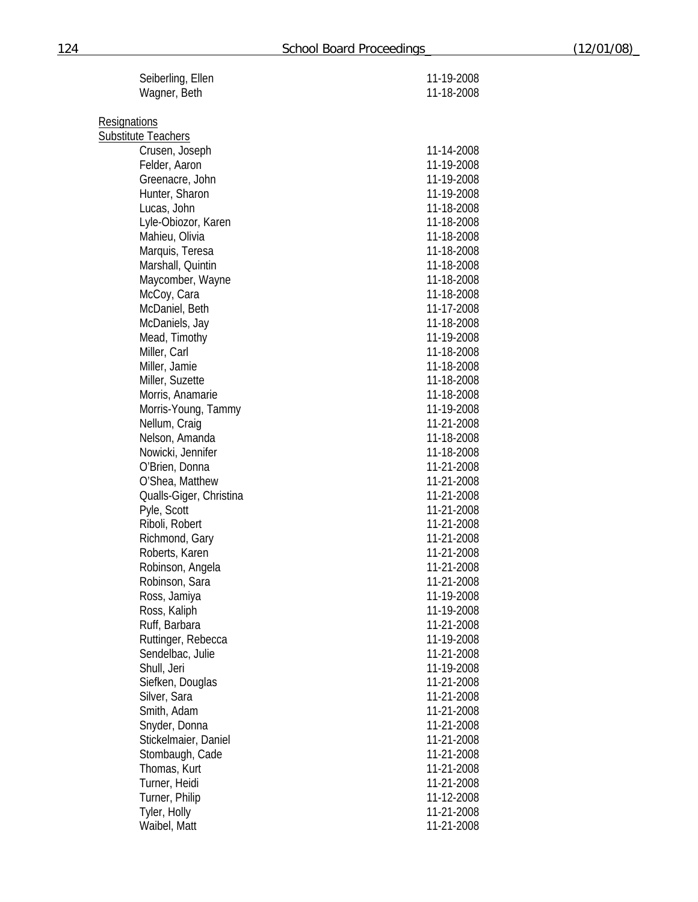| | |
|---|---|
| Seiberling, Ellen | 11-19-2008 |
| Wagner, Beth | 11-18-2008 |

Resignations

Substitute Teachers

| | |
|---|---|
| Crusen, Joseph | 11-14-2008 |
| Felder, Aaron | 11-19-2008 |
| Greenacre, John | 11-19-2008 |
| Hunter, Sharon | 11-19-2008 |
| Lucas, John | 11-18-2008 |
| Lyle-Obiozor, Karen | 11-18-2008 |
| Mahieu, Olivia | 11-18-2008 |
| Marquis, Teresa | 11-18-2008 |
| Marshall, Quintin | 11-18-2008 |
| Maycomber, Wayne | 11-18-2008 |
| McCoy, Cara | 11-18-2008 |
| McDaniel, Beth | 11-17-2008 |
| McDaniels, Jay | 11-18-2008 |
| Mead, Timothy | 11-19-2008 |
| Miller, Carl | 11-18-2008 |
| Miller, Jamie | 11-18-2008 |
| Miller, Suzette | 11-18-2008 |
| Morris, Anamarie | 11-18-2008 |
| Morris-Young, Tammy | 11-19-2008 |
| Nellum, Craig | 11-21-2008 |
| Nelson, Amanda | 11-18-2008 |
| Nowicki, Jennifer | 11-18-2008 |
| O'Brien, Donna | 11-21-2008 |
| O'Shea, Matthew | 11-21-2008 |
| Qualls-Giger, Christina | 11-21-2008 |
| Pyle, Scott | 11-21-2008 |
| Riboli, Robert | 11-21-2008 |
| Richmond, Gary | 11-21-2008 |
| Roberts, Karen | 11-21-2008 |
| Robinson, Angela | 11-21-2008 |
| Robinson, Sara | 11-21-2008 |
| Ross, Jamiya | 11-19-2008 |
| Ross, Kaliph | 11-19-2008 |
| Ruff, Barbara | 11-21-2008 |
| Ruttinger, Rebecca | 11-19-2008 |
| Sendelbac, Julie | 11-21-2008 |
| Shull, Jeri | 11-19-2008 |
| Siefken, Douglas | 11-21-2008 |
| Silver, Sara | 11-21-2008 |
| Smith, Adam | 11-21-2008 |
| Snyder, Donna | 11-21-2008 |
| Stickelmaier, Daniel | 11-21-2008 |
| Stombaugh, Cade | 11-21-2008 |
| Thomas, Kurt | 11-21-2008 |
| Turner, Heidi | 11-21-2008 |
| Turner, Philip | 11-12-2008 |
| Tyler, Holly | 11-21-2008 |
| Waibel, Matt | 11-21-2008 |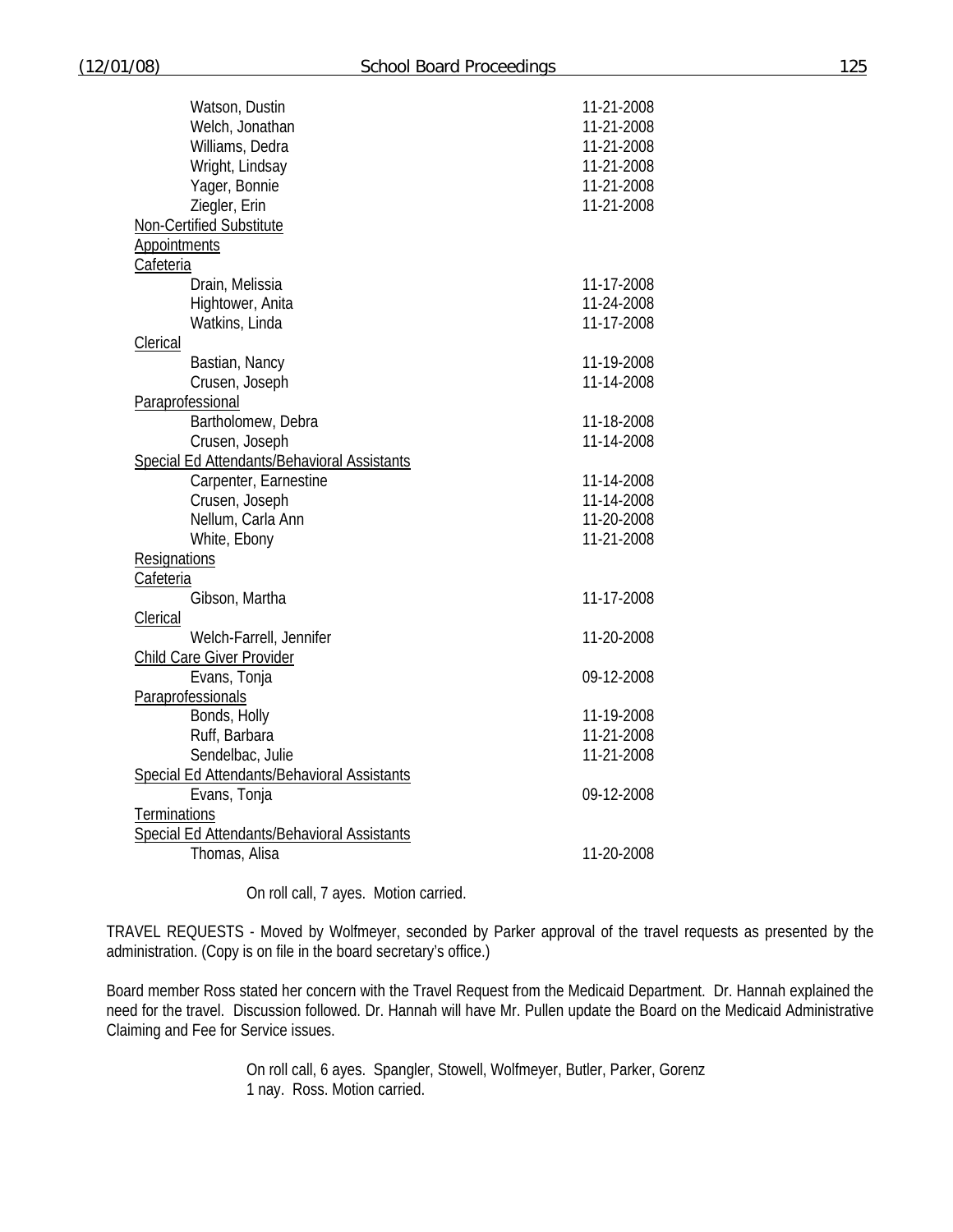| | |
|---|---|
| Watson, Dustin | 11-21-2008 |
| Welch, Jonathan | 11-21-2008 |
| Williams, Dedra | 11-21-2008 |
| Wright, Lindsay | 11-21-2008 |
| Yager, Bonnie | 11-21-2008 |
| Ziegler, Erin | 11-21-2008 |
| Non-Certified Substitute | |
| Appointments | |
| Cafeteria | |
| Drain, Melissia | 11-17-2008 |
| Hightower, Anita | 11-24-2008 |
| Watkins, Linda | 11-17-2008 |
| Clerical | |
| Bastian, Nancy | 11-19-2008 |
| Crusen, Joseph | 11-14-2008 |
| Paraprofessional | |
| Bartholomew, Debra | 11-18-2008 |
| Crusen, Joseph | 11-14-2008 |
| Special Ed Attendants/Behavioral Assistants | |
| Carpenter, Earnestine | 11-14-2008 |
| Crusen, Joseph | 11-14-2008 |
| Nellum, Carla Ann | 11-20-2008 |
| White, Ebony | 11-21-2008 |
| Resignations | |
| Cafeteria | |
| Gibson, Martha | 11-17-2008 |
| Clerical | |
| Welch-Farrell, Jennifer | 11-20-2008 |
| Child Care Giver Provider | |
| Evans, Tonja | 09-12-2008 |
| Paraprofessionals | |
| Bonds, Holly | 11-19-2008 |
| Ruff, Barbara | 11-21-2008 |
| Sendelbac, Julie | 11-21-2008 |
| Special Ed Attendants/Behavioral Assistants | |
| Evans, Tonja | 09-12-2008 |
| Terminations | |
| Special Ed Attendants/Behavioral Assistants | |
| Thomas, Alisa | 11-20-2008 |

On roll call, 7 ayes. Motion carried.

TRAVEL REQUESTS - Moved by Wolfmeyer, seconded by Parker approval of the travel requests as presented by the administration. (Copy is on file in the board secretary's office.)

Board member Ross stated her concern with the Travel Request from the Medicaid Department. Dr. Hannah explained the need for the travel. Discussion followed. Dr. Hannah will have Mr. Pullen update the Board on the Medicaid Administrative Claiming and Fee for Service issues.

On roll call, 6 ayes. Spangler, Stowell, Wolfmeyer, Butler, Parker, Gorenz
1 nay. Ross. Motion carried.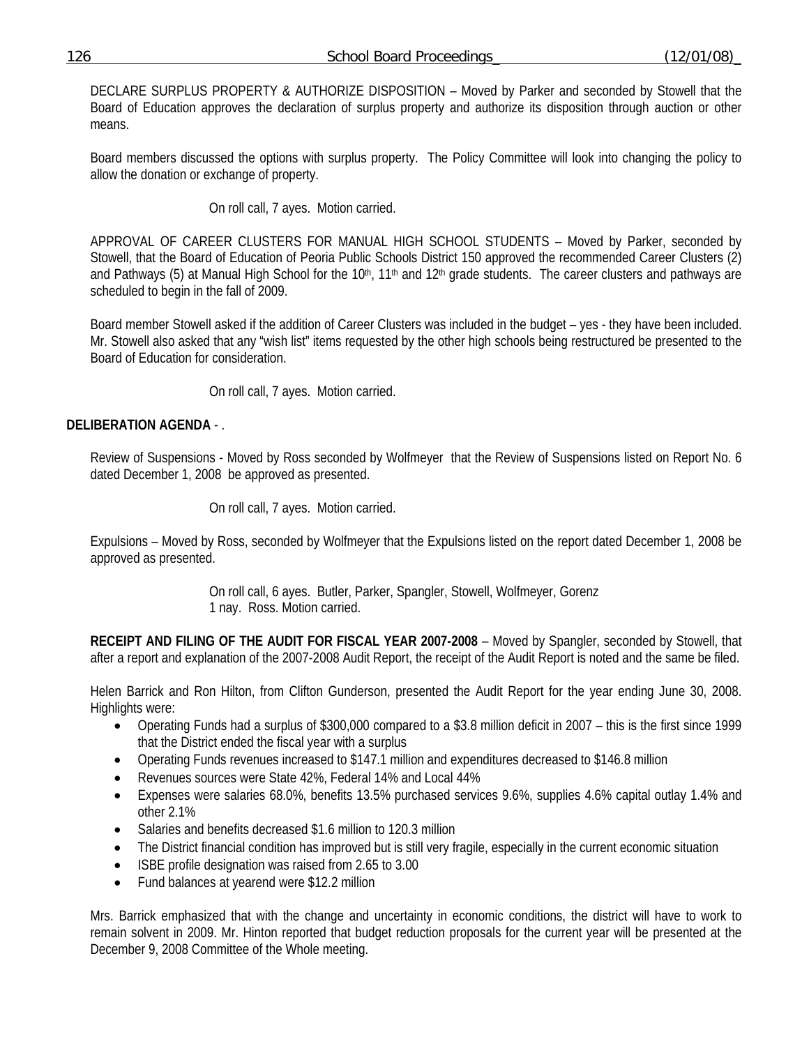DECLARE SURPLUS PROPERTY & AUTHORIZE DISPOSITION – Moved by Parker and seconded by Stowell that the Board of Education approves the declaration of surplus property and authorize its disposition through auction or other means.

Board members discussed the options with surplus property. The Policy Committee will look into changing the policy to allow the donation or exchange of property.

On roll call, 7 ayes. Motion carried.

APPROVAL OF CAREER CLUSTERS FOR MANUAL HIGH SCHOOL STUDENTS – Moved by Parker, seconded by Stowell, that the Board of Education of Peoria Public Schools District 150 approved the recommended Career Clusters (2) and Pathways (5) at Manual High School for the 10th, 11th and 12th grade students. The career clusters and pathways are scheduled to begin in the fall of 2009.

Board member Stowell asked if the addition of Career Clusters was included in the budget – yes - they have been included. Mr. Stowell also asked that any "wish list" items requested by the other high schools being restructured be presented to the Board of Education for consideration.

On roll call, 7 ayes. Motion carried.

**DELIBERATION AGENDA** - .

Review of Suspensions - Moved by Ross seconded by Wolfmeyer that the Review of Suspensions listed on Report No. 6 dated December 1, 2008 be approved as presented.

On roll call, 7 ayes. Motion carried.

Expulsions – Moved by Ross, seconded by Wolfmeyer that the Expulsions listed on the report dated December 1, 2008 be approved as presented.

On roll call, 6 ayes. Butler, Parker, Spangler, Stowell, Wolfmeyer, Gorenz
1 nay. Ross. Motion carried.

**RECEIPT AND FILING OF THE AUDIT FOR FISCAL YEAR 2007-2008** – Moved by Spangler, seconded by Stowell, that after a report and explanation of the 2007-2008 Audit Report, the receipt of the Audit Report is noted and the same be filed.

Helen Barrick and Ron Hilton, from Clifton Gunderson, presented the Audit Report for the year ending June 30, 2008. Highlights were:

- Operating Funds had a surplus of $300,000 compared to a $3.8 million deficit in 2007 – this is the first since 1999 that the District ended the fiscal year with a surplus
- Operating Funds revenues increased to $147.1 million and expenditures decreased to $146.8 million
- Revenues sources were State 42%, Federal 14% and Local 44%
- Expenses were salaries 68.0%, benefits 13.5% purchased services 9.6%, supplies 4.6% capital outlay 1.4% and other 2.1%
- Salaries and benefits decreased $1.6 million to 120.3 million
- The District financial condition has improved but is still very fragile, especially in the current economic situation
- ISBE profile designation was raised from 2.65 to 3.00
- Fund balances at yearend were $12.2 million

Mrs. Barrick emphasized that with the change and uncertainty in economic conditions, the district will have to work to remain solvent in 2009. Mr. Hinton reported that budget reduction proposals for the current year will be presented at the December 9, 2008 Committee of the Whole meeting.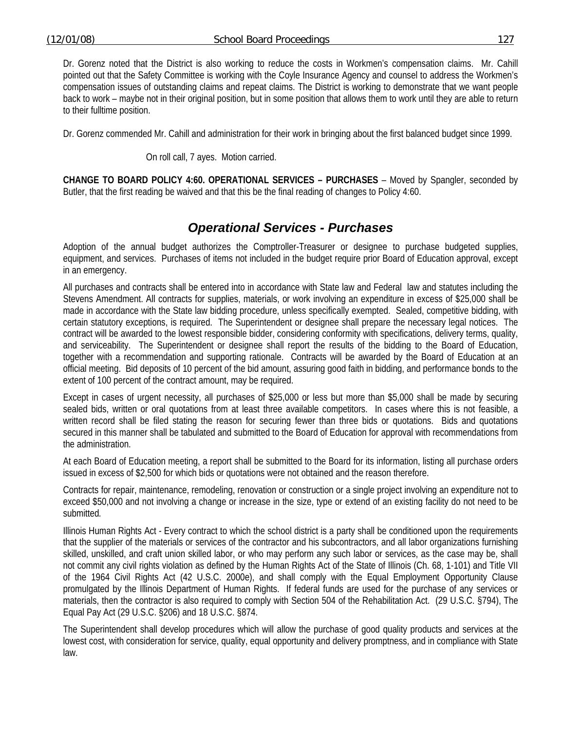Dr. Gorenz noted that the District is also working to reduce the costs in Workmen's compensation claims. Mr. Cahill pointed out that the Safety Committee is working with the Coyle Insurance Agency and counsel to address the Workmen's compensation issues of outstanding claims and repeat claims. The District is working to demonstrate that we want people back to work – maybe not in their original position, but in some position that allows them to work until they are able to return to their fulltime position.

Dr. Gorenz commended Mr. Cahill and administration for their work in bringing about the first balanced budget since 1999.

On roll call, 7 ayes. Motion carried.

**CHANGE TO BOARD POLICY 4:60. OPERATIONAL SERVICES – PURCHASES** – Moved by Spangler, seconded by Butler, that the first reading be waived and that this be the final reading of changes to Policy 4:60.

## *Operational Services - Purchases*

Adoption of the annual budget authorizes the Comptroller-Treasurer or designee to purchase budgeted supplies, equipment, and services. Purchases of items not included in the budget require prior Board of Education approval, except in an emergency.

All purchases and contracts shall be entered into in accordance with State law and Federal law and statutes including the Stevens Amendment. All contracts for supplies, materials, or work involving an expenditure in excess of $25,000 shall be made in accordance with the State law bidding procedure, unless specifically exempted. Sealed, competitive bidding, with certain statutory exceptions, is required. The Superintendent or designee shall prepare the necessary legal notices. The contract will be awarded to the lowest responsible bidder, considering conformity with specifications, delivery terms, quality, and serviceability. The Superintendent or designee shall report the results of the bidding to the Board of Education, together with a recommendation and supporting rationale. Contracts will be awarded by the Board of Education at an official meeting. Bid deposits of 10 percent of the bid amount, assuring good faith in bidding, and performance bonds to the extent of 100 percent of the contract amount, may be required.

Except in cases of urgent necessity, all purchases of $25,000 or less but more than $5,000 shall be made by securing sealed bids, written or oral quotations from at least three available competitors. In cases where this is not feasible, a written record shall be filed stating the reason for securing fewer than three bids or quotations. Bids and quotations secured in this manner shall be tabulated and submitted to the Board of Education for approval with recommendations from the administration.

At each Board of Education meeting, a report shall be submitted to the Board for its information, listing all purchase orders issued in excess of $2,500 for which bids or quotations were not obtained and the reason therefore.

Contracts for repair, maintenance, remodeling, renovation or construction or a single project involving an expenditure not to exceed $50,000 and not involving a change or increase in the size, type or extend of an existing facility do not need to be submitted.

Illinois Human Rights Act - Every contract to which the school district is a party shall be conditioned upon the requirements that the supplier of the materials or services of the contractor and his subcontractors, and all labor organizations furnishing skilled, unskilled, and craft union skilled labor, or who may perform any such labor or services, as the case may be, shall not commit any civil rights violation as defined by the Human Rights Act of the State of Illinois (Ch. 68, 1-101) and Title VII of the 1964 Civil Rights Act (42 U.S.C. 2000e), and shall comply with the Equal Employment Opportunity Clause promulgated by the Illinois Department of Human Rights. If federal funds are used for the purchase of any services or materials, then the contractor is also required to comply with Section 504 of the Rehabilitation Act. (29 U.S.C. §794), The Equal Pay Act (29 U.S.C. §206) and 18 U.S.C. §874.

The Superintendent shall develop procedures which will allow the purchase of good quality products and services at the lowest cost, with consideration for service, quality, equal opportunity and delivery promptness, and in compliance with State law.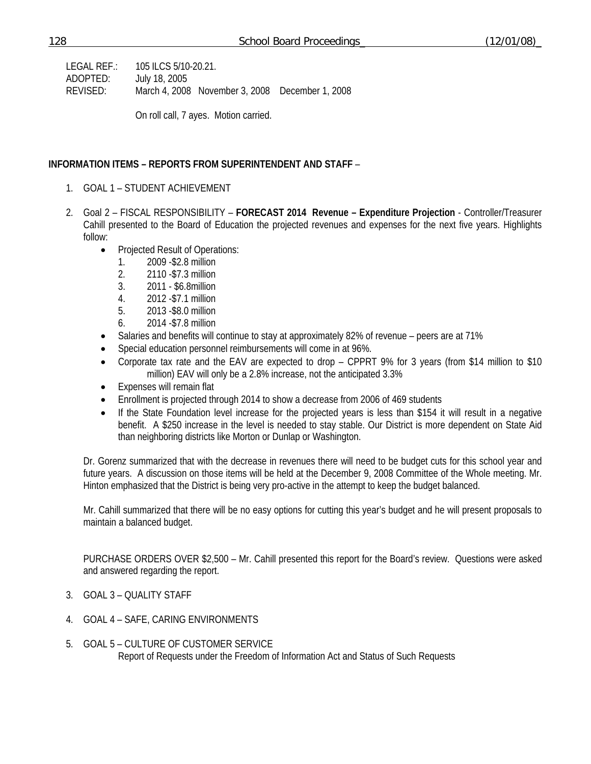LEGAL REF.: 105 ILCS 5/10-20.21.
ADOPTED: July 18, 2005
REVISED: March 4, 2008 November 3, 2008 December 1, 2008

On roll call, 7 ayes. Motion carried.

**INFORMATION ITEMS – REPORTS FROM SUPERINTENDENT AND STAFF** –

1. GOAL 1 – STUDENT ACHIEVEMENT

2. Goal 2 – FISCAL RESPONSIBILITY – **FORECAST 2014 Revenue – Expenditure Projection** - Controller/Treasurer Cahill presented to the Board of Education the projected revenues and expenses for the next five years. Highlights follow:
   - Projected Result of Operations:
     1. 2009 -$2.8 million
     2. 2110 -$7.3 million
     3. 2011 - $6.8million
     4. 2012 -$7.1 million
     5. 2013 -$8.0 million
     6. 2014 -$7.8 million
   - Salaries and benefits will continue to stay at approximately 82% of revenue – peers are at 71%
   - Special education personnel reimbursements will come in at 96%.
   - Corporate tax rate and the EAV are expected to drop – CPPRT 9% for 3 years (from $14 million to $10 million) EAV will only be a 2.8% increase, not the anticipated 3.3%
   - Expenses will remain flat
   - Enrollment is projected through 2014 to show a decrease from 2006 of 469 students
   - If the State Foundation level increase for the projected years is less than $154 it will result in a negative benefit. A $250 increase in the level is needed to stay stable. Our District is more dependent on State Aid than neighboring districts like Morton or Dunlap or Washington.

   Dr. Gorenz summarized that with the decrease in revenues there will need to be budget cuts for this school year and future years. A discussion on those items will be held at the December 9, 2008 Committee of the Whole meeting. Mr. Hinton emphasized that the District is being very pro-active in the attempt to keep the budget balanced.

   Mr. Cahill summarized that there will be no easy options for cutting this year's budget and he will present proposals to maintain a balanced budget.

   PURCHASE ORDERS OVER $2,500 – Mr. Cahill presented this report for the Board's review. Questions were asked and answered regarding the report.

3. GOAL 3 – QUALITY STAFF

4. GOAL 4 – SAFE, CARING ENVIRONMENTS

5. GOAL 5 – CULTURE OF CUSTOMER SERVICE
   Report of Requests under the Freedom of Information Act and Status of Such Requests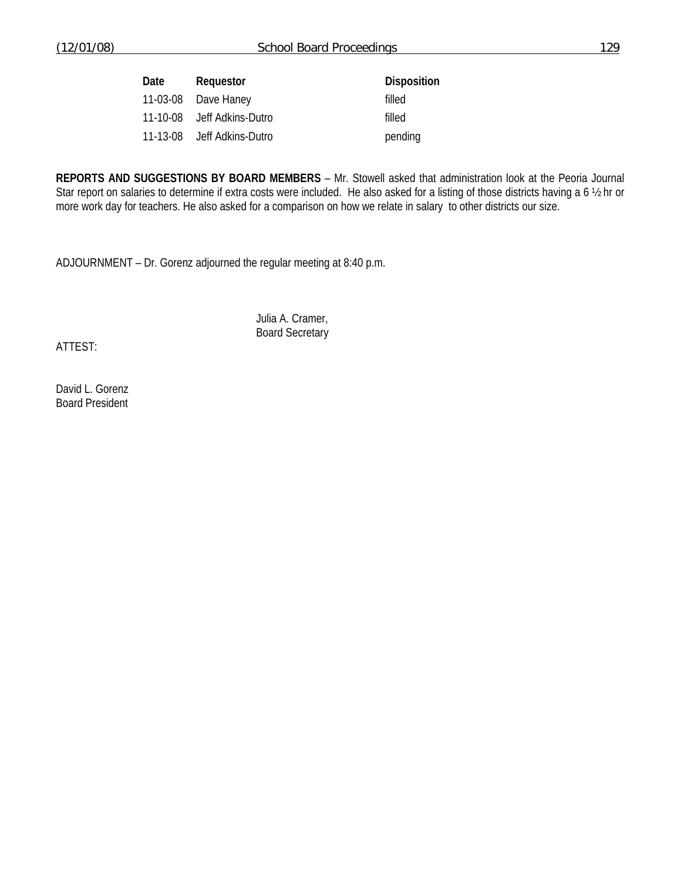| Date | Requestor | Disposition |
|---|---|---|
| 11-03-08 | Dave Haney | filled |
| 11-10-08 | Jeff Adkins-Dutro | filled |
| 11-13-08 | Jeff Adkins-Dutro | pending |

**REPORTS AND SUGGESTIONS BY BOARD MEMBERS** – Mr. Stowell asked that administration look at the Peoria Journal Star report on salaries to determine if extra costs were included. He also asked for a listing of those districts having a 6 ½ hr or more work day for teachers. He also asked for a comparison on how we relate in salary to other districts our size.

ADJOURNMENT – Dr. Gorenz adjourned the regular meeting at 8:40 p.m.

Julia A. Cramer,
Board Secretary

ATTEST:

David L. Gorenz
Board President